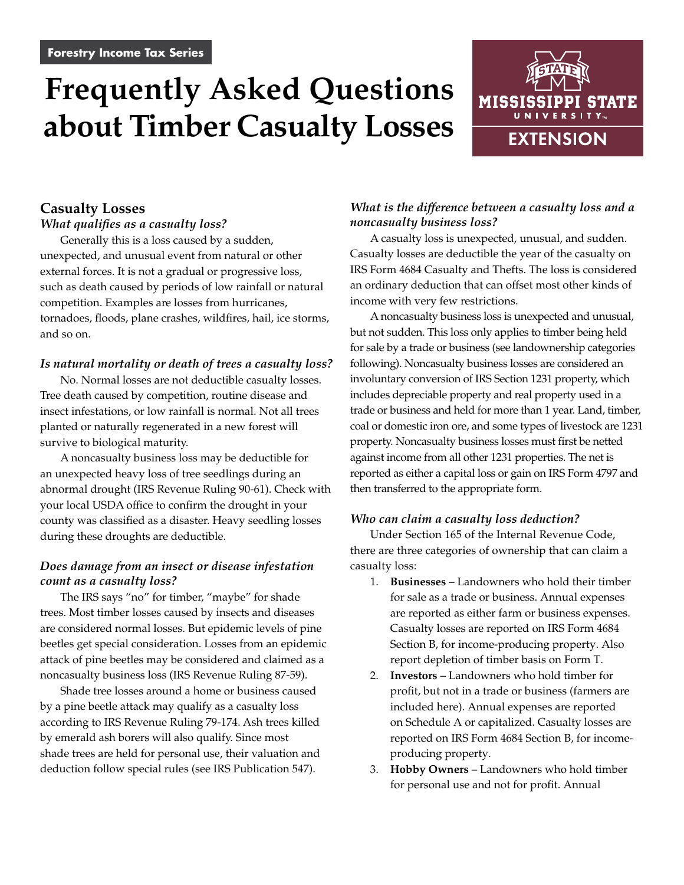Forestry Income Tax Series

# Frequently Asked Questions about Timber Casualty Losses

## Casualty Losses

### *What qualifies as a casualty loss?*

Generally this is a loss caused by a sudden, unexpected, and unusual event from natural or other external forces. It is not a gradual or progressive loss, such as death caused by periods of low rainfall or natural competition. Examples are losses from hurricanes, tornadoes, floods, plane crashes, wildfires, hail, ice storms, and so on.

### *Is natural mortality or death of trees a casualty loss?*

No. Normal losses are not deductible casualty losses. Tree death caused by competition, routine disease and insect infestations, or low rainfall is normal. Not all trees planted or naturally regenerated in a new forest will survive to biological maturity.

A noncasualty business loss may be deductible for an unexpected heavy loss of tree seedlings during an abnormal drought (IRS Revenue Ruling 90-61). Check with your local USDA office to confirm the drought in your county was classified as a disaster. Heavy seedling losses during these droughts are deductible.

### *Does damage from an insect or disease infestation count as a casualty loss?*

The IRS says "no" for timber, "maybe" for shade trees. Most timber losses caused by insects and diseases are considered normal losses. But epidemic levels of pine beetles get special consideration. Losses from an epidemic attack of pine beetles may be considered and claimed as a noncasualty business loss (IRS Revenue Ruling 87-59).

Shade tree losses around a home or business caused by a pine beetle attack may qualify as a casualty loss according to IRS Revenue Ruling 79-174. Ash trees killed by emerald ash borers will also qualify. Since most shade trees are held for personal use, their valuation and deduction follow special rules (see IRS Publication 547).

### *What is the difference between a casualty loss and a noncasualty business loss?*

A casualty loss is unexpected, unusual, and sudden. Casualty losses are deductible the year of the casualty on IRS Form 4684 Casualty and Thefts. The loss is considered an ordinary deduction that can offset most other kinds of income with very few restrictions.

A noncasualty business loss is unexpected and unusual, but not sudden. This loss only applies to timber being held for sale by a trade or business (see landownership categories following). Noncasualty business losses are considered an involuntary conversion of IRS Section 1231 property, which includes depreciable property and real property used in a trade or business and held for more than 1 year. Land, timber, coal or domestic iron ore, and some types of livestock are 1231 property. Noncasualty business losses must first be netted against income from all other 1231 properties. The net is reported as either a capital loss or gain on IRS Form 4797 and then transferred to the appropriate form.

### *Who can claim a casualty loss deduction?*

Under Section 165 of the Internal Revenue Code, there are three categories of ownership that can claim a casualty loss:

1. **Businesses** – Landowners who hold their timber for sale as a trade or business. Annual expenses are reported as either farm or business expenses. Casualty losses are reported on IRS Form 4684 Section B, for income-producing property. Also report depletion of timber basis on Form T.
2. **Investors** – Landowners who hold timber for profit, but not in a trade or business (farmers are included here). Annual expenses are reported on Schedule A or capitalized. Casualty losses are reported on IRS Form 4684 Section B, for income-producing property.
3. **Hobby Owners** – Landowners who hold timber for personal use and not for profit. Annual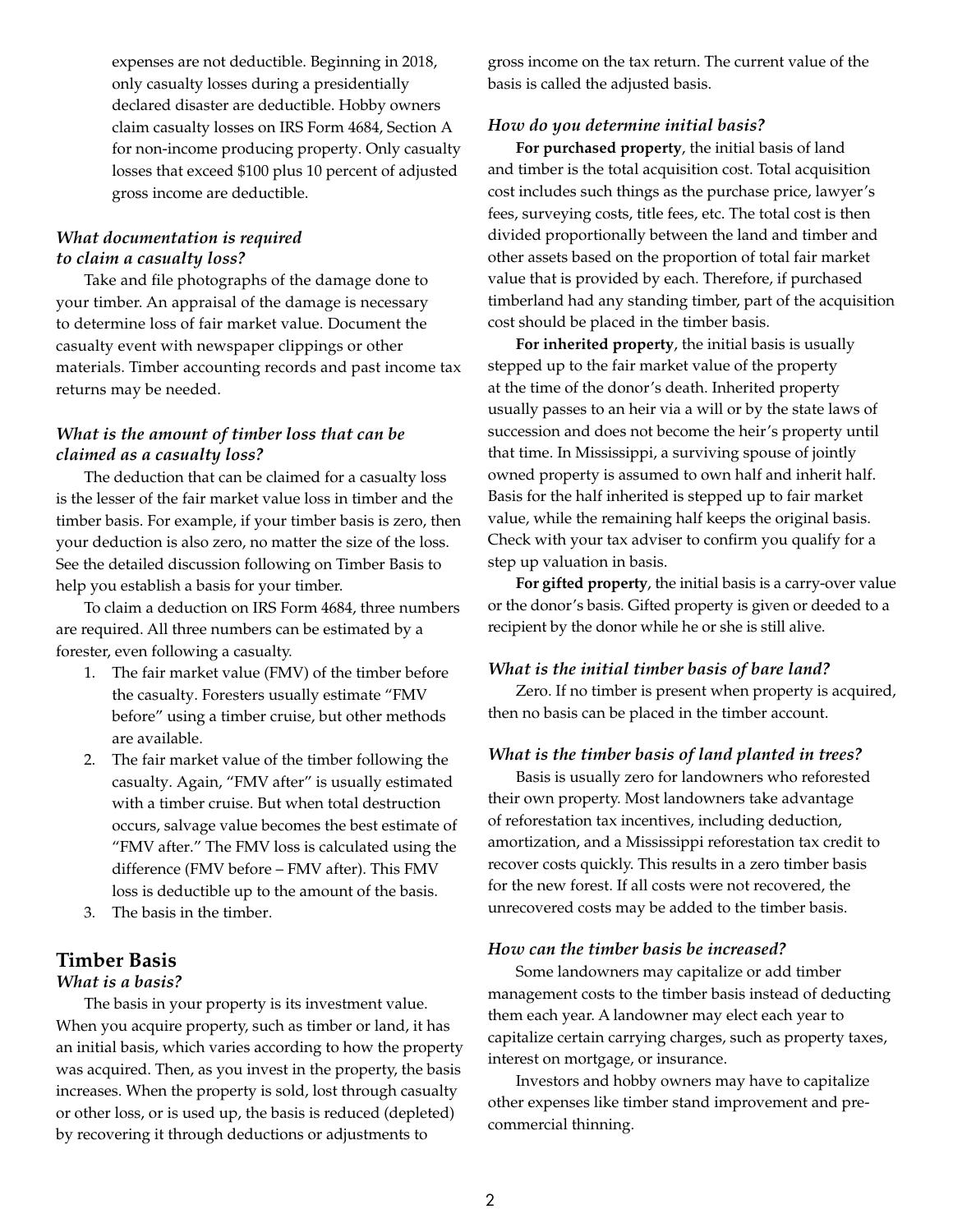expenses are not deductible. Beginning in 2018, only casualty losses during a presidentially declared disaster are deductible. Hobby owners claim casualty losses on IRS Form 4684, Section A for non-income producing property. Only casualty losses that exceed $100 plus 10 percent of adjusted gross income are deductible.

### *What documentation is required to claim a casualty loss?*

Take and file photographs of the damage done to your timber. An appraisal of the damage is necessary to determine loss of fair market value. Document the casualty event with newspaper clippings or other materials. Timber accounting records and past income tax returns may be needed.

### *What is the amount of timber loss that can be claimed as a casualty loss?*

The deduction that can be claimed for a casualty loss is the lesser of the fair market value loss in timber and the timber basis. For example, if your timber basis is zero, then your deduction is also zero, no matter the size of the loss. See the detailed discussion following on Timber Basis to help you establish a basis for your timber.

To claim a deduction on IRS Form 4684, three numbers are required. All three numbers can be estimated by a forester, even following a casualty.

1. The fair market value (FMV) of the timber before the casualty. Foresters usually estimate "FMV before" using a timber cruise, but other methods are available.
2. The fair market value of the timber following the casualty. Again, "FMV after" is usually estimated with a timber cruise. But when total destruction occurs, salvage value becomes the best estimate of "FMV after." The FMV loss is calculated using the difference (FMV before – FMV after). This FMV loss is deductible up to the amount of the basis.
3. The basis in the timber.

## Timber Basis

### *What is a basis?*

The basis in your property is its investment value. When you acquire property, such as timber or land, it has an initial basis, which varies according to how the property was acquired. Then, as you invest in the property, the basis increases. When the property is sold, lost through casualty or other loss, or is used up, the basis is reduced (depleted) by recovering it through deductions or adjustments to gross income on the tax return. The current value of the basis is called the adjusted basis.

### *How do you determine initial basis?*

**For purchased property**, the initial basis of land and timber is the total acquisition cost. Total acquisition cost includes such things as the purchase price, lawyer's fees, surveying costs, title fees, etc. The total cost is then divided proportionally between the land and timber and other assets based on the proportion of total fair market value that is provided by each. Therefore, if purchased timberland had any standing timber, part of the acquisition cost should be placed in the timber basis.

**For inherited property**, the initial basis is usually stepped up to the fair market value of the property at the time of the donor's death. Inherited property usually passes to an heir via a will or by the state laws of succession and does not become the heir's property until that time. In Mississippi, a surviving spouse of jointly owned property is assumed to own half and inherit half. Basis for the half inherited is stepped up to fair market value, while the remaining half keeps the original basis. Check with your tax adviser to confirm you qualify for a step up valuation in basis.

**For gifted property**, the initial basis is a carry-over value or the donor's basis. Gifted property is given or deeded to a recipient by the donor while he or she is still alive.

### *What is the initial timber basis of bare land?*

Zero. If no timber is present when property is acquired, then no basis can be placed in the timber account.

### *What is the timber basis of land planted in trees?*

Basis is usually zero for landowners who reforested their own property. Most landowners take advantage of reforestation tax incentives, including deduction, amortization, and a Mississippi reforestation tax credit to recover costs quickly. This results in a zero timber basis for the new forest. If all costs were not recovered, the unrecovered costs may be added to the timber basis.

### *How can the timber basis be increased?*

Some landowners may capitalize or add timber management costs to the timber basis instead of deducting them each year. A landowner may elect each year to capitalize certain carrying charges, such as property taxes, interest on mortgage, or insurance.

Investors and hobby owners may have to capitalize other expenses like timber stand improvement and pre-commercial thinning.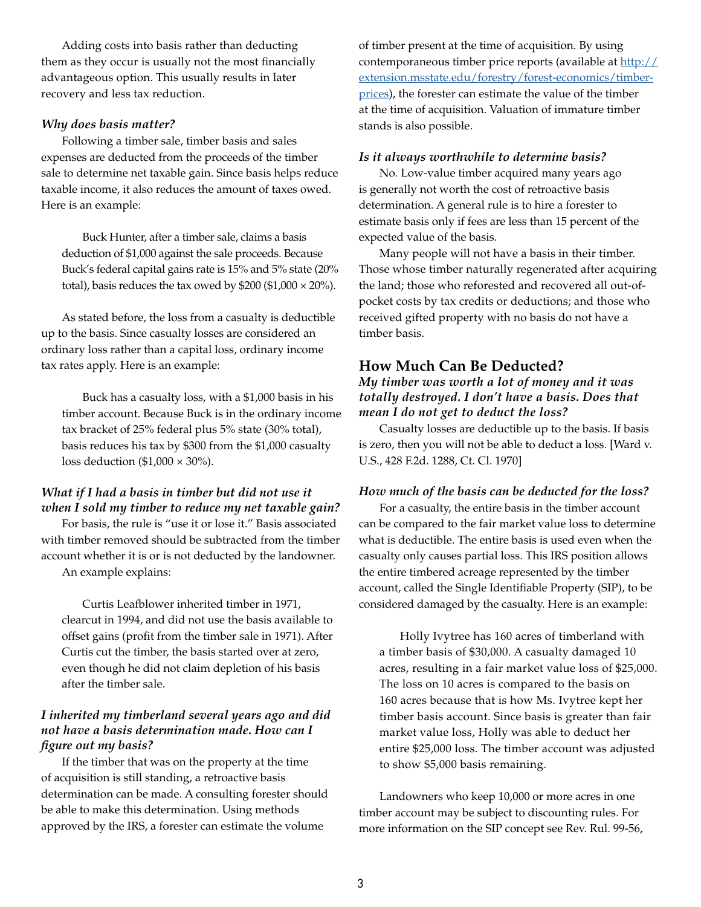Adding costs into basis rather than deducting them as they occur is usually not the most financially advantageous option. This usually results in later recovery and less tax reduction.

***Why does basis matter?***

Following a timber sale, timber basis and sales expenses are deducted from the proceeds of the timber sale to determine net taxable gain. Since basis helps reduce taxable income, it also reduces the amount of taxes owed. Here is an example:

> Buck Hunter, after a timber sale, claims a basis deduction of $1,000 against the sale proceeds. Because Buck's federal capital gains rate is 15% and 5% state (20% total), basis reduces the tax owed by $200 ($1,000 × 20%).

As stated before, the loss from a casualty is deductible up to the basis. Since casualty losses are considered an ordinary loss rather than a capital loss, ordinary income tax rates apply. Here is an example:

> Buck has a casualty loss, with a $1,000 basis in his timber account. Because Buck is in the ordinary income tax bracket of 25% federal plus 5% state (30% total), basis reduces his tax by $300 from the $1,000 casualty loss deduction ($1,000 × 30%).

***What if I had a basis in timber but did not use it when I sold my timber to reduce my net taxable gain?***

For basis, the rule is "use it or lose it." Basis associated with timber removed should be subtracted from the timber account whether it is or is not deducted by the landowner. An example explains:

> Curtis Leafblower inherited timber in 1971, clearcut in 1994, and did not use the basis available to offset gains (profit from the timber sale in 1971). After Curtis cut the timber, the basis started over at zero, even though he did not claim depletion of his basis after the timber sale.

***I inherited my timberland several years ago and did not have a basis determination made. How can I figure out my basis?***

If the timber that was on the property at the time of acquisition is still standing, a retroactive basis determination can be made. A consulting forester should be able to make this determination. Using methods approved by the IRS, a forester can estimate the volume of timber present at the time of acquisition. By using contemporaneous timber price reports (available at http://extension.msstate.edu/forestry/forest-economics/timber-prices), the forester can estimate the value of the timber at the time of acquisition. Valuation of immature timber stands is also possible.

***Is it always worthwhile to determine basis?***

No. Low-value timber acquired many years ago is generally not worth the cost of retroactive basis determination. A general rule is to hire a forester to estimate basis only if fees are less than 15 percent of the expected value of the basis.

Many people will not have a basis in their timber. Those whose timber naturally regenerated after acquiring the land; those who reforested and recovered all out-of-pocket costs by tax credits or deductions; and those who received gifted property with no basis do not have a timber basis.

## How Much Can Be Deducted?

***My timber was worth a lot of money and it was totally destroyed. I don't have a basis. Does that mean I do not get to deduct the loss?***

Casualty losses are deductible up to the basis. If basis is zero, then you will not be able to deduct a loss. [Ward v. U.S., 428 F.2d. 1288, Ct. Cl. 1970]

***How much of the basis can be deducted for the loss?***

For a casualty, the entire basis in the timber account can be compared to the fair market value loss to determine what is deductible. The entire basis is used even when the casualty only causes partial loss. This IRS position allows the entire timbered acreage represented by the timber account, called the Single Identifiable Property (SIP), to be considered damaged by the casualty. Here is an example:

> Holly Ivytree has 160 acres of timberland with a timber basis of $30,000. A casualty damaged 10 acres, resulting in a fair market value loss of $25,000. The loss on 10 acres is compared to the basis on 160 acres because that is how Ms. Ivytree kept her timber basis account. Since basis is greater than fair market value loss, Holly was able to deduct her entire $25,000 loss. The timber account was adjusted to show $5,000 basis remaining.

Landowners who keep 10,000 or more acres in one timber account may be subject to discounting rules. For more information on the SIP concept see Rev. Rul. 99-56,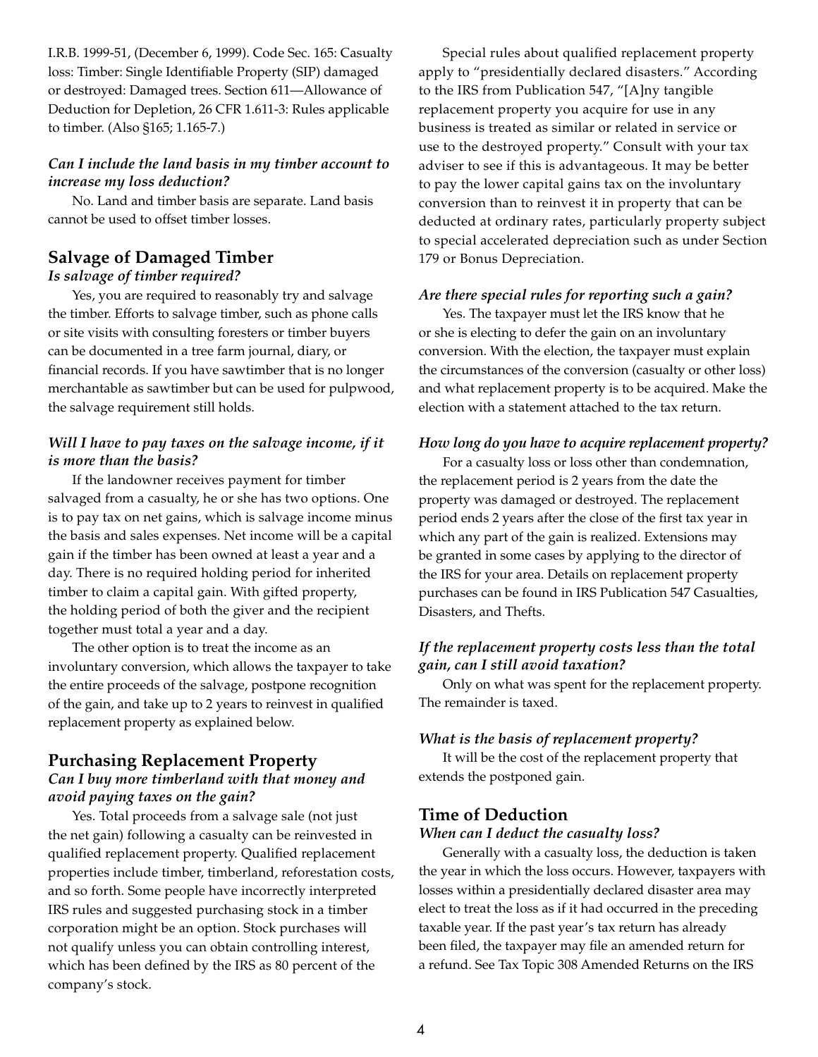I.R.B. 1999-51, (December 6, 1999). Code Sec. 165: Casualty loss: Timber: Single Identifiable Property (SIP) damaged or destroyed: Damaged trees. Section 611—Allowance of Deduction for Depletion, 26 CFR 1.611-3: Rules applicable to timber. (Also §165; 1.165-7.)

***Can I include the land basis in my timber account to increase my loss deduction?***

No. Land and timber basis are separate. Land basis cannot be used to offset timber losses.

## Salvage of Damaged Timber

***Is salvage of timber required?***

Yes, you are required to reasonably try and salvage the timber. Efforts to salvage timber, such as phone calls or site visits with consulting foresters or timber buyers can be documented in a tree farm journal, diary, or financial records. If you have sawtimber that is no longer merchantable as sawtimber but can be used for pulpwood, the salvage requirement still holds.

***Will I have to pay taxes on the salvage income, if it is more than the basis?***

If the landowner receives payment for timber salvaged from a casualty, he or she has two options. One is to pay tax on net gains, which is salvage income minus the basis and sales expenses. Net income will be a capital gain if the timber has been owned at least a year and a day. There is no required holding period for inherited timber to claim a capital gain. With gifted property, the holding period of both the giver and the recipient together must total a year and a day.

The other option is to treat the income as an involuntary conversion, which allows the taxpayer to take the entire proceeds of the salvage, postpone recognition of the gain, and take up to 2 years to reinvest in qualified replacement property as explained below.

## Purchasing Replacement Property

***Can I buy more timberland with that money and avoid paying taxes on the gain?***

Yes. Total proceeds from a salvage sale (not just the net gain) following a casualty can be reinvested in qualified replacement property. Qualified replacement properties include timber, timberland, reforestation costs, and so forth. Some people have incorrectly interpreted IRS rules and suggested purchasing stock in a timber corporation might be an option. Stock purchases will not qualify unless you can obtain controlling interest, which has been defined by the IRS as 80 percent of the company's stock.

Special rules about qualified replacement property apply to "presidentially declared disasters." According to the IRS from Publication 547, "[A]ny tangible replacement property you acquire for use in any business is treated as similar or related in service or use to the destroyed property." Consult with your tax adviser to see if this is advantageous. It may be better to pay the lower capital gains tax on the involuntary conversion than to reinvest it in property that can be deducted at ordinary rates, particularly property subject to special accelerated depreciation such as under Section 179 or Bonus Depreciation.

***Are there special rules for reporting such a gain?***

Yes. The taxpayer must let the IRS know that he or she is electing to defer the gain on an involuntary conversion. With the election, the taxpayer must explain the circumstances of the conversion (casualty or other loss) and what replacement property is to be acquired. Make the election with a statement attached to the tax return.

***How long do you have to acquire replacement property?***

For a casualty loss or loss other than condemnation, the replacement period is 2 years from the date the property was damaged or destroyed. The replacement period ends 2 years after the close of the first tax year in which any part of the gain is realized. Extensions may be granted in some cases by applying to the director of the IRS for your area. Details on replacement property purchases can be found in IRS Publication 547 Casualties, Disasters, and Thefts.

***If the replacement property costs less than the total gain, can I still avoid taxation?***

Only on what was spent for the replacement property. The remainder is taxed.

***What is the basis of replacement property?***

It will be the cost of the replacement property that extends the postponed gain.

## Time of Deduction

***When can I deduct the casualty loss?***

Generally with a casualty loss, the deduction is taken the year in which the loss occurs. However, taxpayers with losses within a presidentially declared disaster area may elect to treat the loss as if it had occurred in the preceding taxable year. If the past year's tax return has already been filed, the taxpayer may file an amended return for a refund. See Tax Topic 308 Amended Returns on the IRS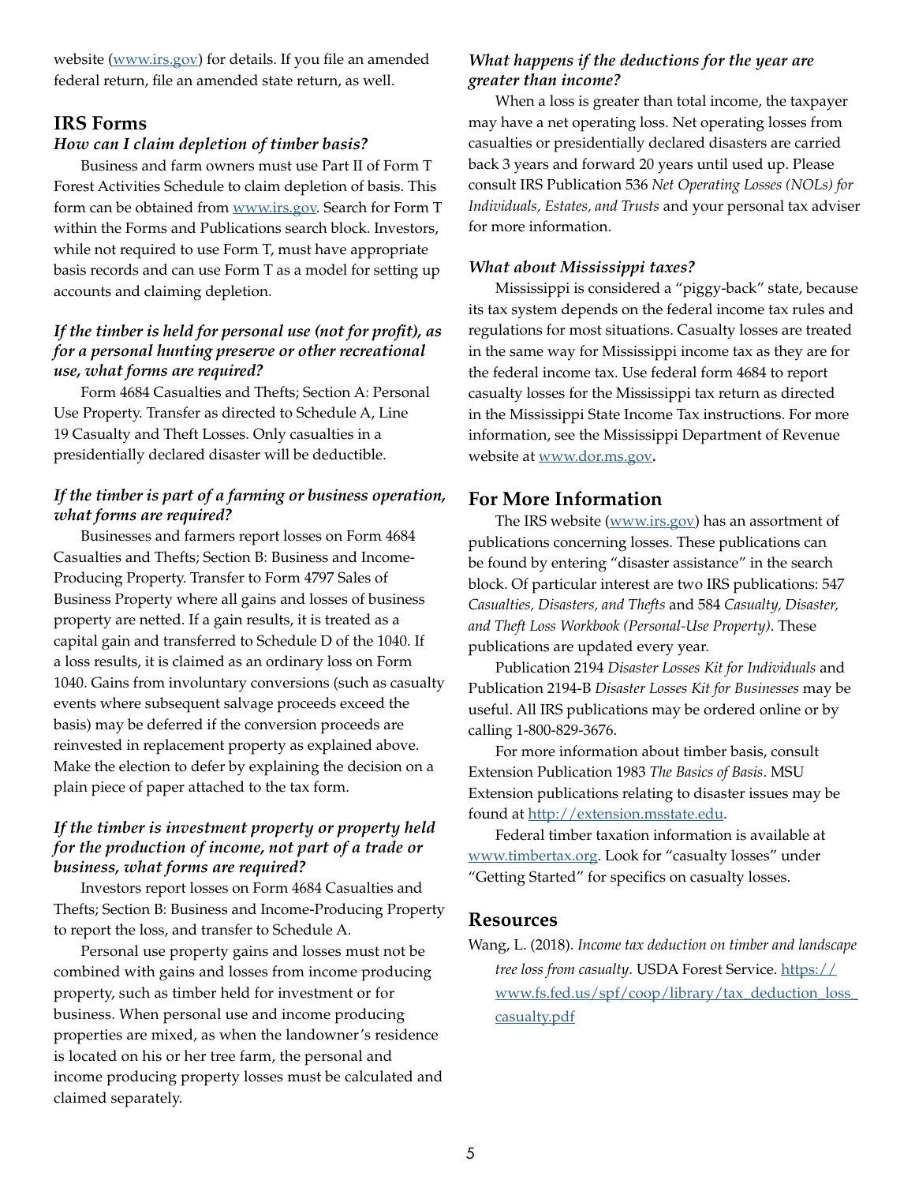website ([www.irs.gov](http://www.irs.gov)) for details. If you file an amended federal return, file an amended state return, as well.

## IRS Forms

### *How can I claim depletion of timber basis?*

Business and farm owners must use Part II of Form T Forest Activities Schedule to claim depletion of basis. This form can be obtained from [www.irs.gov](http://www.irs.gov). Search for Form T within the Forms and Publications search block. Investors, while not required to use Form T, must have appropriate basis records and can use Form T as a model for setting up accounts and claiming depletion.

### *If the timber is held for personal use (not for profit), as for a personal hunting preserve or other recreational use, what forms are required?*

Form 4684 Casualties and Thefts; Section A: Personal Use Property. Transfer as directed to Schedule A, Line 19 Casualty and Theft Losses. Only casualties in a presidentially declared disaster will be deductible.

### *If the timber is part of a farming or business operation, what forms are required?*

Businesses and farmers report losses on Form 4684 Casualties and Thefts; Section B: Business and Income-Producing Property. Transfer to Form 4797 Sales of Business Property where all gains and losses of business property are netted. If a gain results, it is treated as a capital gain and transferred to Schedule D of the 1040. If a loss results, it is claimed as an ordinary loss on Form 1040. Gains from involuntary conversions (such as casualty events where subsequent salvage proceeds exceed the basis) may be deferred if the conversion proceeds are reinvested in replacement property as explained above. Make the election to defer by explaining the decision on a plain piece of paper attached to the tax form.

### *If the timber is investment property or property held for the production of income, not part of a trade or business, what forms are required?*

Investors report losses on Form 4684 Casualties and Thefts; Section B: Business and Income-Producing Property to report the loss, and transfer to Schedule A.

Personal use property gains and losses must not be combined with gains and losses from income producing property, such as timber held for investment or for business. When personal use and income producing properties are mixed, as when the landowner's residence is located on his or her tree farm, the personal and income producing property losses must be calculated and claimed separately.

### *What happens if the deductions for the year are greater than income?*

When a loss is greater than total income, the taxpayer may have a net operating loss. Net operating losses from casualties or presidentially declared disasters are carried back 3 years and forward 20 years until used up. Please consult IRS Publication 536 *Net Operating Losses (NOLs) for Individuals, Estates, and Trusts* and your personal tax adviser for more information.

### *What about Mississippi taxes?*

Mississippi is considered a "piggy-back" state, because its tax system depends on the federal income tax rules and regulations for most situations. Casualty losses are treated in the same way for Mississippi income tax as they are for the federal income tax. Use federal form 4684 to report casualty losses for the Mississippi tax return as directed in the Mississippi State Income Tax instructions. For more information, see the Mississippi Department of Revenue website at [www.dor.ms.gov](http://www.dor.ms.gov).

## For More Information

The IRS website ([www.irs.gov](http://www.irs.gov)) has an assortment of publications concerning losses. These publications can be found by entering "disaster assistance" in the search block. Of particular interest are two IRS publications: 547 *Casualties, Disasters, and Thefts* and 584 *Casualty, Disaster, and Theft Loss Workbook (Personal-Use Property)*. These publications are updated every year.

Publication 2194 *Disaster Losses Kit for Individuals* and Publication 2194-B *Disaster Losses Kit for Businesses* may be useful. All IRS publications may be ordered online or by calling 1-800-829-3676.

For more information about timber basis, consult Extension Publication 1983 *The Basics of Basis*. MSU Extension publications relating to disaster issues may be found at [http://extension.msstate.edu](http://extension.msstate.edu).

Federal timber taxation information is available at [www.timbertax.org](http://www.timbertax.org). Look for "casualty losses" under "Getting Started" for specifics on casualty losses.

## Resources

Wang, L. (2018). *Income tax deduction on timber and landscape tree loss from casualty*. USDA Forest Service. [https://www.fs.fed.us/spf/coop/library/tax_deduction_loss_casualty.pdf](https://www.fs.fed.us/spf/coop/library/tax_deduction_loss_casualty.pdf)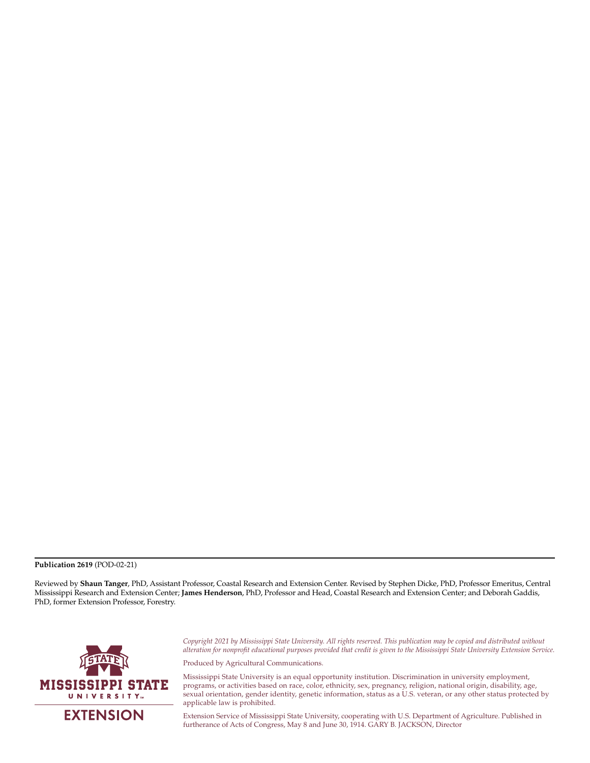**Publication 2619** (POD-02-21)

Reviewed by **Shaun Tanger**, PhD, Assistant Professor, Coastal Research and Extension Center. Revised by Stephen Dicke, PhD, Professor Emeritus, Central Mississippi Research and Extension Center; **James Henderson**, PhD, Professor and Head, Coastal Research and Extension Center; and Deborah Gaddis, PhD, former Extension Professor, Forestry.

MISSISSIPPI STATE UNIVERSITY EXTENSION

*Copyright 2021 by Mississippi State University. All rights reserved. This publication may be copied and distributed without alteration for nonprofit educational purposes provided that credit is given to the Mississippi State University Extension Service.*

Produced by Agricultural Communications.

Mississippi State University is an equal opportunity institution. Discrimination in university employment, programs, or activities based on race, color, ethnicity, sex, pregnancy, religion, national origin, disability, age, sexual orientation, gender identity, genetic information, status as a U.S. veteran, or any other status protected by applicable law is prohibited.

Extension Service of Mississippi State University, cooperating with U.S. Department of Agriculture. Published in furtherance of Acts of Congress, May 8 and June 30, 1914. GARY B. JACKSON, Director